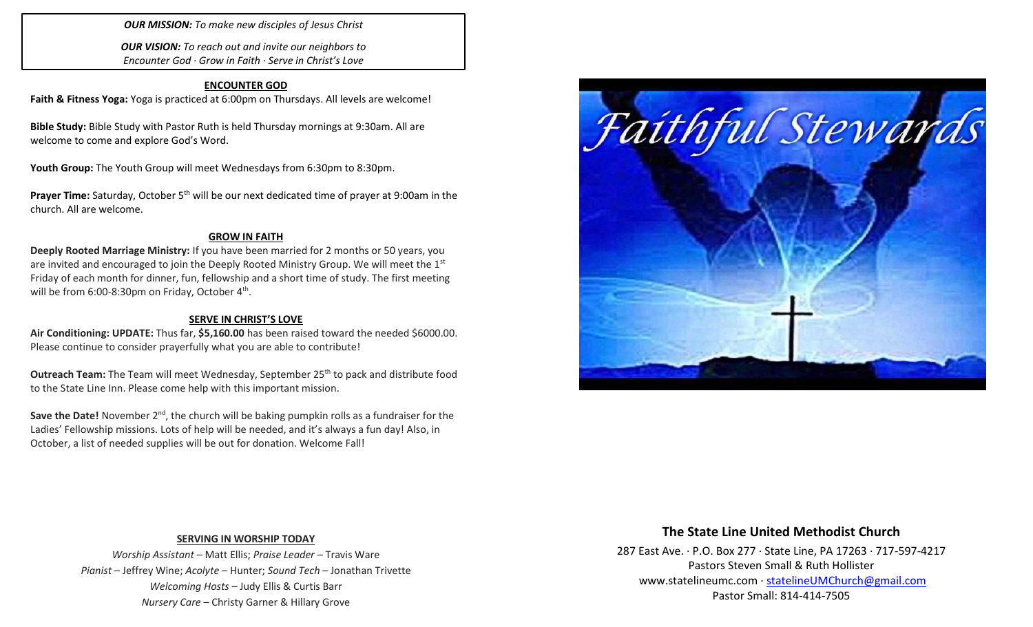***OUR MISSION:*** *To make new disciples of Jesus Christ*

***OUR VISION:*** *To reach out and invite our neighbors to Encounter God · Grow in Faith · Serve in Christ's Love*

## ENCOUNTER GOD

**Faith & Fitness Yoga:** Yoga is practiced at 6:00pm on Thursdays. All levels are welcome!

**Bible Study:** Bible Study with Pastor Ruth is held Thursday mornings at 9:30am. All are welcome to come and explore God's Word.

**Youth Group:** The Youth Group will meet Wednesdays from 6:30pm to 8:30pm.

**Prayer Time:** Saturday, October 5th will be our next dedicated time of prayer at 9:00am in the church. All are welcome.

## GROW IN FAITH

**Deeply Rooted Marriage Ministry:** If you have been married for 2 months or 50 years, you are invited and encouraged to join the Deeply Rooted Ministry Group. We will meet the 1st Friday of each month for dinner, fun, fellowship and a short time of study. The first meeting will be from 6:00-8:30pm on Friday, October 4th.

## SERVE IN CHRIST'S LOVE

**Air Conditioning: UPDATE:** Thus far, **$5,160.00** has been raised toward the needed $6000.00. Please continue to consider prayerfully what you are able to contribute!

**Outreach Team:** The Team will meet Wednesday, September 25th to pack and distribute food to the State Line Inn. Please come help with this important mission.

**Save the Date!** November 2nd, the church will be baking pumpkin rolls as a fundraiser for the Ladies' Fellowship missions. Lots of help will be needed, and it's always a fun day! Also, in October, a list of needed supplies will be out for donation. Welcome Fall!

## SERVING IN WORSHIP TODAY

*Worship Assistant* – Matt Ellis; *Praise Leader* – Travis Ware
*Pianist* – Jeffrey Wine; *Acolyte* – Hunter; *Sound Tech* – Jonathan Trivette
*Welcoming Hosts* – Judy Ellis & Curtis Barr
*Nursery Care* – Christy Garner & Hillary Grove

Faithful Stewards

## The State Line United Methodist Church

287 East Ave. · P.O. Box 277 · State Line, PA 17263 · 717-597-4217
Pastors Steven Small & Ruth Hollister
www.statelineumc.com · statelineUMChurch@gmail.com
Pastor Small: 814-414-7505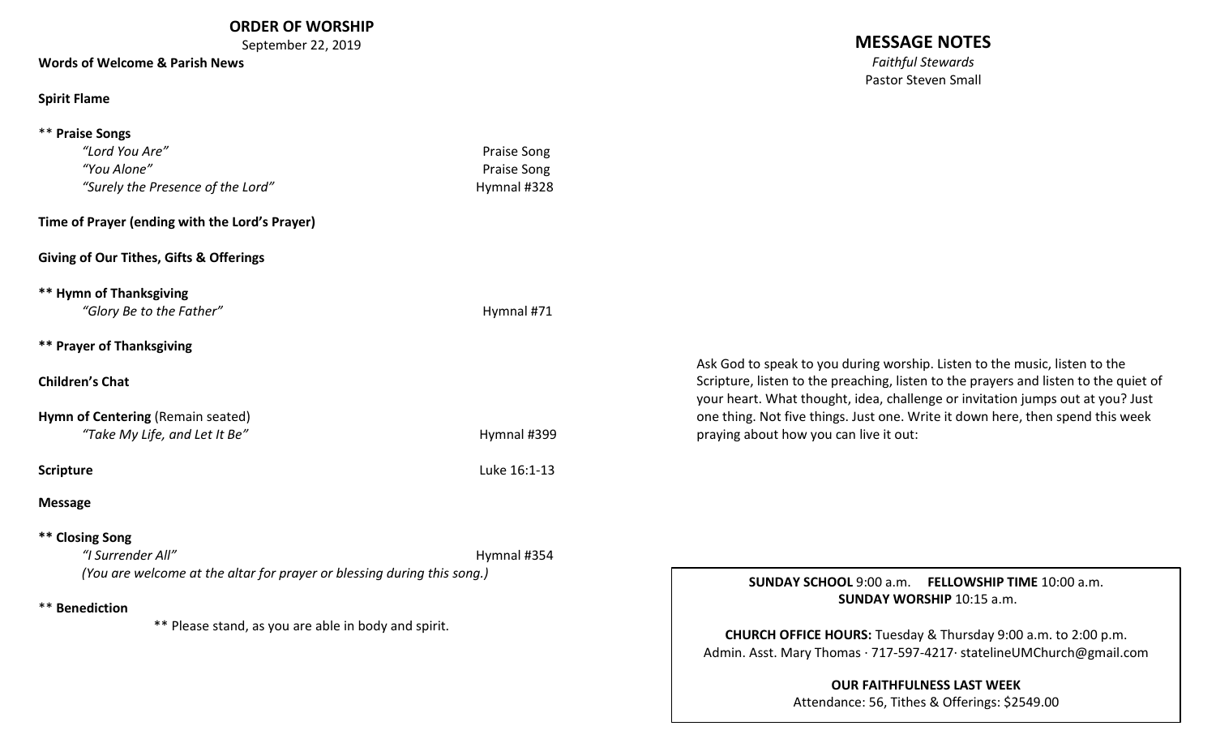## ORDER OF WORSHIP

September 22, 2019

**Words of Welcome & Parish News**

**Spirit Flame**

** **Praise Songs**

| | |
|---|---|
| *"Lord You Are"* | Praise Song |
| *"You Alone"* | Praise Song |
| *"Surely the Presence of the Lord"* | Hymnal #328 |

**Time of Prayer (ending with the Lord's Prayer)**

**Giving of Our Tithes, Gifts & Offerings**

** **Hymn of Thanksgiving**

*"Glory Be to the Father"* — Hymnal #71

** **Prayer of Thanksgiving**

**Children's Chat**

**Hymn of Centering** (Remain seated)

*"Take My Life, and Let It Be"* — Hymnal #399

**Scripture** — Luke 16:1-13

**Message**

** **Closing Song**

*"I Surrender All"* — Hymnal #354

*(You are welcome at the altar for prayer or blessing during this song.)*

** **Benediction**

** Please stand, as you are able in body and spirit.

## MESSAGE NOTES

*Faithful Stewards*

Pastor Steven Small

Ask God to speak to you during worship. Listen to the music, listen to the Scripture, listen to the preaching, listen to the prayers and listen to the quiet of your heart. What thought, idea, challenge or invitation jumps out at you? Just one thing. Not five things. Just one. Write it down here, then spend this week praying about how you can live it out:

**SUNDAY SCHOOL** 9:00 a.m. **FELLOWSHIP TIME** 10:00 a.m.
**SUNDAY WORSHIP** 10:15 a.m.

**CHURCH OFFICE HOURS:** Tuesday & Thursday 9:00 a.m. to 2:00 p.m.
Admin. Asst. Mary Thomas · 717-597-4217· statelineUMChurch@gmail.com

**OUR FAITHFULNESS LAST WEEK**
Attendance: 56, Tithes & Offerings: $2549.00